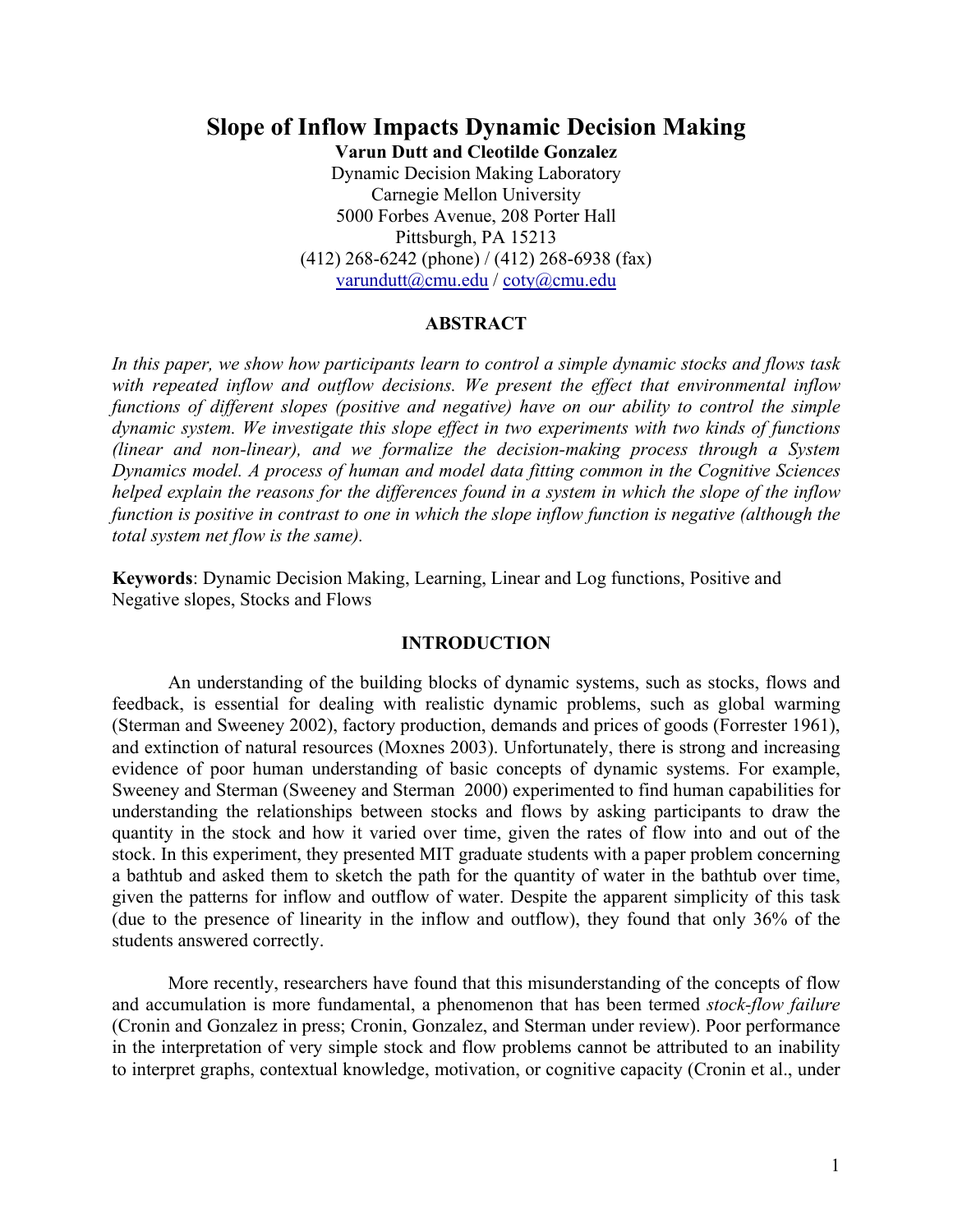# Slope of Inflow Impacts Dynamic Decision Making

**Varun Dutt and Cleotilde Gonzalez**

Dynamic Decision Making Laboratory
Carnegie Mellon University
5000 Forbes Avenue, 208 Porter Hall
Pittsburgh, PA 15213
(412) 268-6242 (phone) / (412) 268-6938 (fax)
varundutt@cmu.edu / coty@cmu.edu

## ABSTRACT

*In this paper, we show how participants learn to control a simple dynamic stocks and flows task with repeated inflow and outflow decisions. We present the effect that environmental inflow functions of different slopes (positive and negative) have on our ability to control the simple dynamic system. We investigate this slope effect in two experiments with two kinds of functions (linear and non-linear), and we formalize the decision-making process through a System Dynamics model. A process of human and model data fitting common in the Cognitive Sciences helped explain the reasons for the differences found in a system in which the slope of the inflow function is positive in contrast to one in which the slope inflow function is negative (although the total system net flow is the same).*

**Keywords**: Dynamic Decision Making, Learning, Linear and Log functions, Positive and Negative slopes, Stocks and Flows

## INTRODUCTION

An understanding of the building blocks of dynamic systems, such as stocks, flows and feedback, is essential for dealing with realistic dynamic problems, such as global warming (Sterman and Sweeney 2002), factory production, demands and prices of goods (Forrester 1961), and extinction of natural resources (Moxnes 2003). Unfortunately, there is strong and increasing evidence of poor human understanding of basic concepts of dynamic systems. For example, Sweeney and Sterman (Sweeney and Sterman 2000) experimented to find human capabilities for understanding the relationships between stocks and flows by asking participants to draw the quantity in the stock and how it varied over time, given the rates of flow into and out of the stock. In this experiment, they presented MIT graduate students with a paper problem concerning a bathtub and asked them to sketch the path for the quantity of water in the bathtub over time, given the patterns for inflow and outflow of water. Despite the apparent simplicity of this task (due to the presence of linearity in the inflow and outflow), they found that only 36% of the students answered correctly.

More recently, researchers have found that this misunderstanding of the concepts of flow and accumulation is more fundamental, a phenomenon that has been termed *stock-flow failure* (Cronin and Gonzalez in press; Cronin, Gonzalez, and Sterman under review). Poor performance in the interpretation of very simple stock and flow problems cannot be attributed to an inability to interpret graphs, contextual knowledge, motivation, or cognitive capacity (Cronin et al., under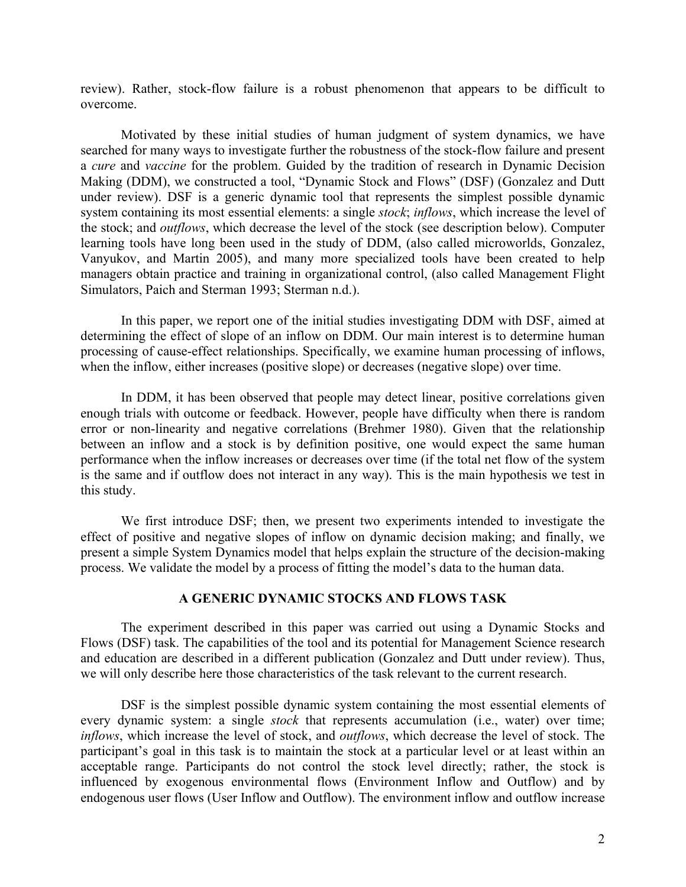review). Rather, stock-flow failure is a robust phenomenon that appears to be difficult to overcome.

Motivated by these initial studies of human judgment of system dynamics, we have searched for many ways to investigate further the robustness of the stock-flow failure and present a *cure* and *vaccine* for the problem. Guided by the tradition of research in Dynamic Decision Making (DDM), we constructed a tool, "Dynamic Stock and Flows" (DSF) (Gonzalez and Dutt under review). DSF is a generic dynamic tool that represents the simplest possible dynamic system containing its most essential elements: a single *stock*; *inflows*, which increase the level of the stock; and *outflows*, which decrease the level of the stock (see description below). Computer learning tools have long been used in the study of DDM, (also called microworlds, Gonzalez, Vanyukov, and Martin 2005), and many more specialized tools have been created to help managers obtain practice and training in organizational control, (also called Management Flight Simulators, Paich and Sterman 1993; Sterman n.d.).

In this paper, we report one of the initial studies investigating DDM with DSF, aimed at determining the effect of slope of an inflow on DDM. Our main interest is to determine human processing of cause-effect relationships. Specifically, we examine human processing of inflows, when the inflow, either increases (positive slope) or decreases (negative slope) over time.

In DDM, it has been observed that people may detect linear, positive correlations given enough trials with outcome or feedback. However, people have difficulty when there is random error or non-linearity and negative correlations (Brehmer 1980). Given that the relationship between an inflow and a stock is by definition positive, one would expect the same human performance when the inflow increases or decreases over time (if the total net flow of the system is the same and if outflow does not interact in any way). This is the main hypothesis we test in this study.

We first introduce DSF; then, we present two experiments intended to investigate the effect of positive and negative slopes of inflow on dynamic decision making; and finally, we present a simple System Dynamics model that helps explain the structure of the decision-making process. We validate the model by a process of fitting the model's data to the human data.

## A GENERIC DYNAMIC STOCKS AND FLOWS TASK

The experiment described in this paper was carried out using a Dynamic Stocks and Flows (DSF) task. The capabilities of the tool and its potential for Management Science research and education are described in a different publication (Gonzalez and Dutt under review). Thus, we will only describe here those characteristics of the task relevant to the current research.

DSF is the simplest possible dynamic system containing the most essential elements of every dynamic system: a single *stock* that represents accumulation (i.e., water) over time; *inflows*, which increase the level of stock, and *outflows*, which decrease the level of stock. The participant's goal in this task is to maintain the stock at a particular level or at least within an acceptable range. Participants do not control the stock level directly; rather, the stock is influenced by exogenous environmental flows (Environment Inflow and Outflow) and by endogenous user flows (User Inflow and Outflow). The environment inflow and outflow increase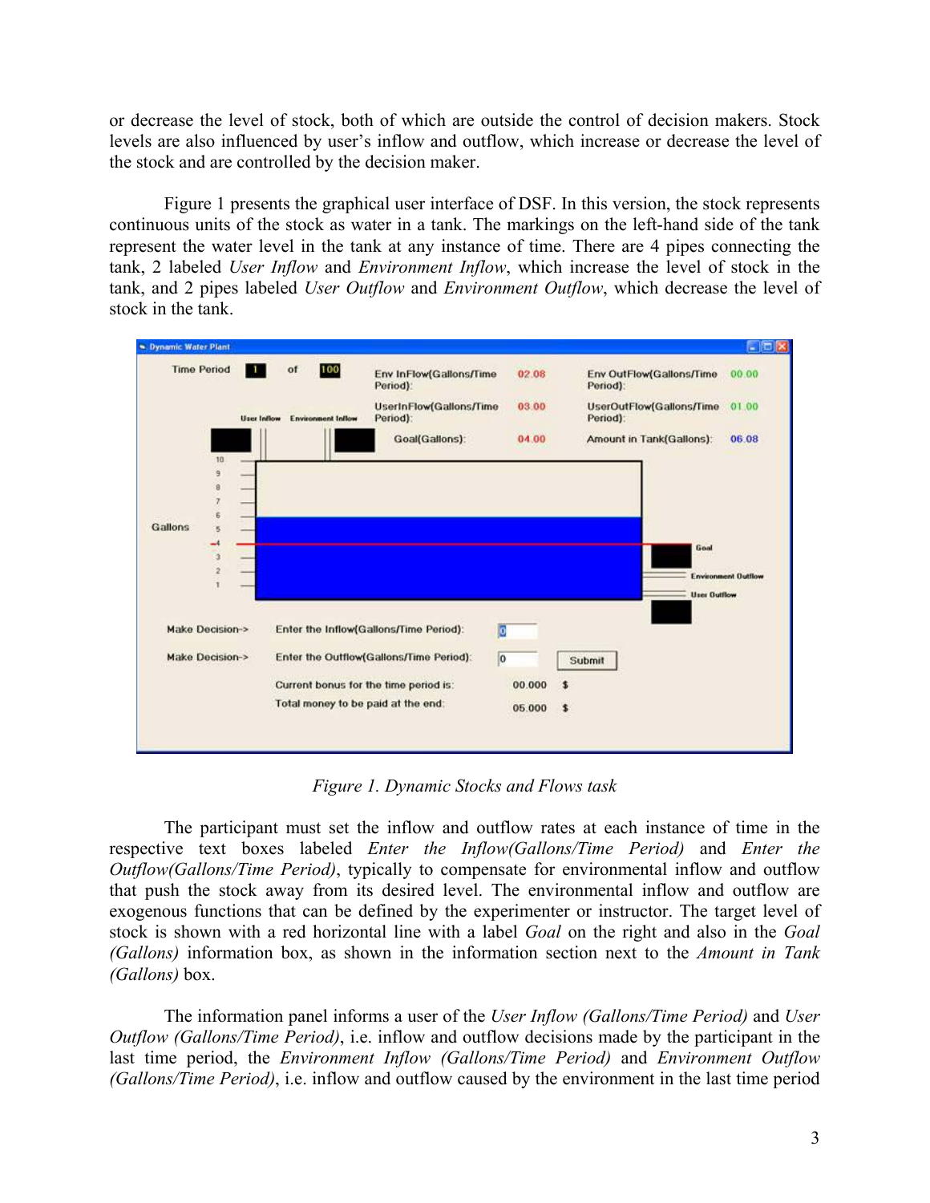or decrease the level of stock, both of which are outside the control of decision makers. Stock levels are also influenced by user's inflow and outflow, which increase or decrease the level of the stock and are controlled by the decision maker.

Figure 1 presents the graphical user interface of DSF. In this version, the stock represents continuous units of the stock as water in a tank. The markings on the left-hand side of the tank represent the water level in the tank at any instance of time. There are 4 pipes connecting the tank, 2 labeled *User Inflow* and *Environment Inflow*, which increase the level of stock in the tank, and 2 pipes labeled *User Outflow* and *Environment Outflow*, which decrease the level of stock in the tank.

*Figure 1. Dynamic Stocks and Flows task*

The participant must set the inflow and outflow rates at each instance of time in the respective text boxes labeled *Enter the Inflow(Gallons/Time Period)* and *Enter the Outflow(Gallons/Time Period)*, typically to compensate for environmental inflow and outflow that push the stock away from its desired level. The environmental inflow and outflow are exogenous functions that can be defined by the experimenter or instructor. The target level of stock is shown with a red horizontal line with a label *Goal* on the right and also in the *Goal (Gallons)* information box, as shown in the information section next to the *Amount in Tank (Gallons)* box.

The information panel informs a user of the *User Inflow (Gallons/Time Period)* and *User Outflow (Gallons/Time Period)*, i.e. inflow and outflow decisions made by the participant in the last time period, the *Environment Inflow (Gallons/Time Period)* and *Environment Outflow (Gallons/Time Period)*, i.e. inflow and outflow caused by the environment in the last time period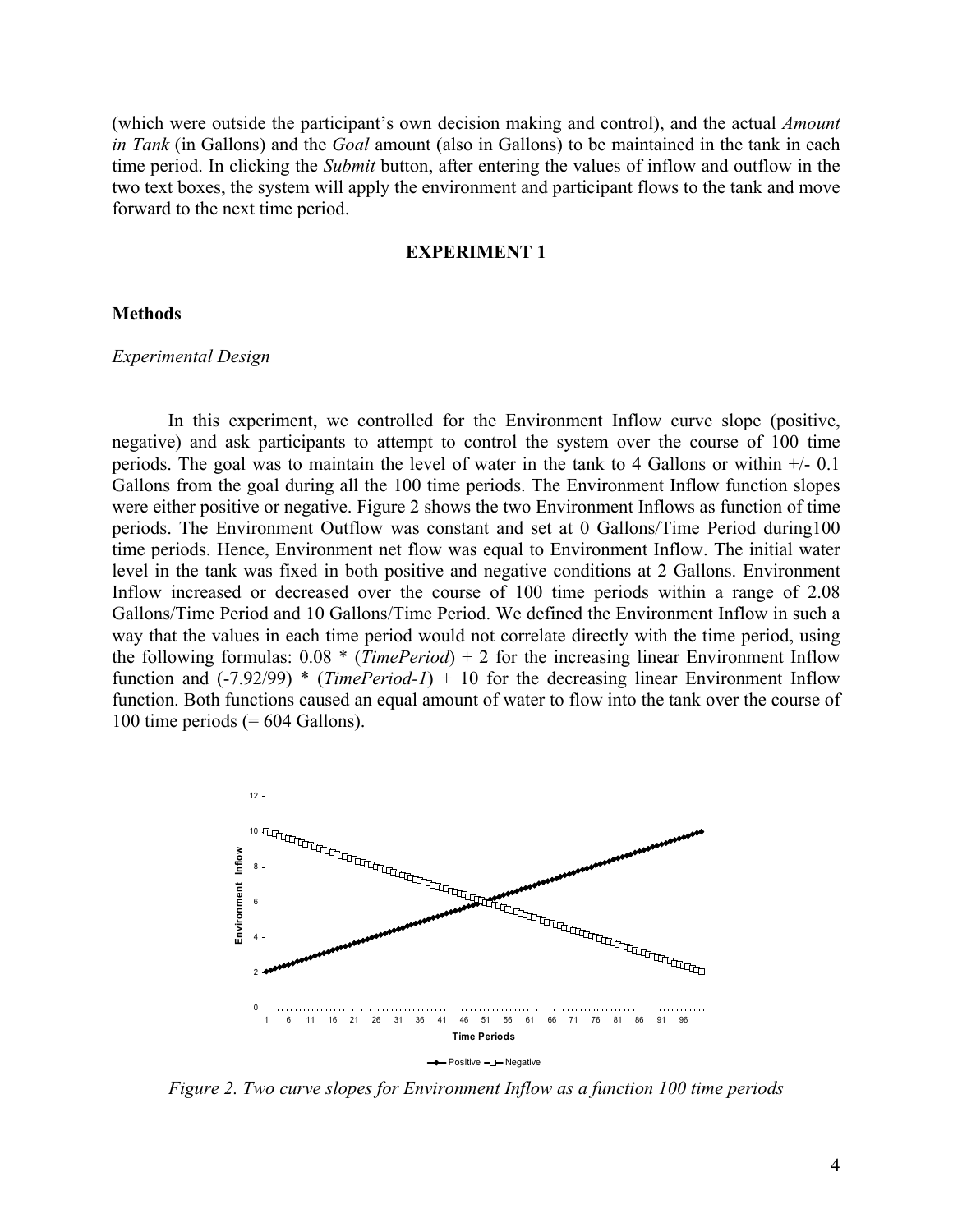(which were outside the participant's own decision making and control), and the actual *Amount in Tank* (in Gallons) and the *Goal* amount (also in Gallons) to be maintained in the tank in each time period. In clicking the *Submit* button, after entering the values of inflow and outflow in the two text boxes, the system will apply the environment and participant flows to the tank and move forward to the next time period.

## EXPERIMENT 1

### Methods

*Experimental Design*

In this experiment, we controlled for the Environment Inflow curve slope (positive, negative) and ask participants to attempt to control the system over the course of 100 time periods. The goal was to maintain the level of water in the tank to 4 Gallons or within +/- 0.1 Gallons from the goal during all the 100 time periods. The Environment Inflow function slopes were either positive or negative. Figure 2 shows the two Environment Inflows as function of time periods. The Environment Outflow was constant and set at 0 Gallons/Time Period during100 time periods. Hence, Environment net flow was equal to Environment Inflow. The initial water level in the tank was fixed in both positive and negative conditions at 2 Gallons. Environment Inflow increased or decreased over the course of 100 time periods within a range of 2.08 Gallons/Time Period and 10 Gallons/Time Period. We defined the Environment Inflow in such a way that the values in each time period would not correlate directly with the time period, using the following formulas: $0.08 * (\textit{TimePeriod}) + 2$ for the increasing linear Environment Inflow function and $(-7.92/99) * (\textit{TimePeriod-1}) + 10$ for the decreasing linear Environment Inflow function. Both functions caused an equal amount of water to flow into the tank over the course of 100 time periods (= 604 Gallons).

*Figure 2. Two curve slopes for Environment Inflow as a function 100 time periods*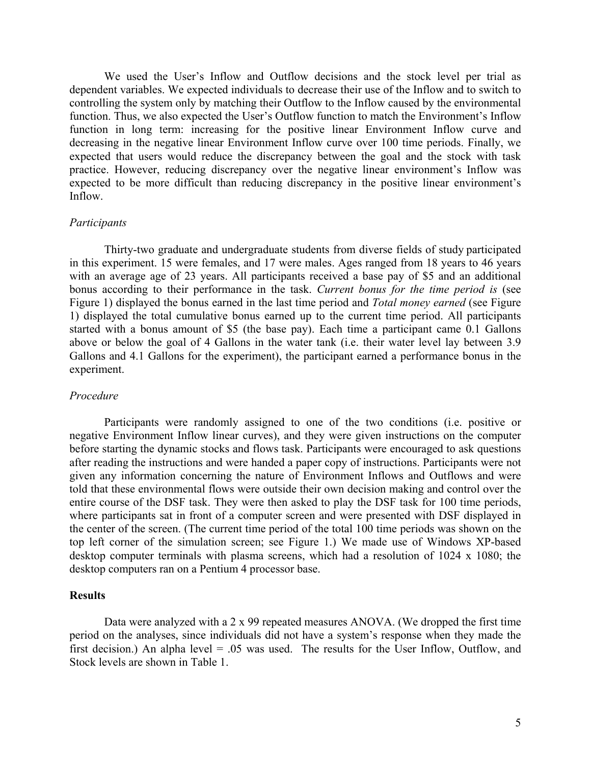We used the User's Inflow and Outflow decisions and the stock level per trial as dependent variables. We expected individuals to decrease their use of the Inflow and to switch to controlling the system only by matching their Outflow to the Inflow caused by the environmental function. Thus, we also expected the User's Outflow function to match the Environment's Inflow function in long term: increasing for the positive linear Environment Inflow curve and decreasing in the negative linear Environment Inflow curve over 100 time periods. Finally, we expected that users would reduce the discrepancy between the goal and the stock with task practice. However, reducing discrepancy over the negative linear environment's Inflow was expected to be more difficult than reducing discrepancy in the positive linear environment's Inflow.

*Participants*

Thirty-two graduate and undergraduate students from diverse fields of study participated in this experiment. 15 were females, and 17 were males. Ages ranged from 18 years to 46 years with an average age of 23 years. All participants received a base pay of $5 and an additional bonus according to their performance in the task. *Current bonus for the time period is* (see Figure 1) displayed the bonus earned in the last time period and *Total money earned* (see Figure 1) displayed the total cumulative bonus earned up to the current time period. All participants started with a bonus amount of $5 (the base pay). Each time a participant came 0.1 Gallons above or below the goal of 4 Gallons in the water tank (i.e. their water level lay between 3.9 Gallons and 4.1 Gallons for the experiment), the participant earned a performance bonus in the experiment.

*Procedure*

Participants were randomly assigned to one of the two conditions (i.e. positive or negative Environment Inflow linear curves), and they were given instructions on the computer before starting the dynamic stocks and flows task. Participants were encouraged to ask questions after reading the instructions and were handed a paper copy of instructions. Participants were not given any information concerning the nature of Environment Inflows and Outflows and were told that these environmental flows were outside their own decision making and control over the entire course of the DSF task. They were then asked to play the DSF task for 100 time periods, where participants sat in front of a computer screen and were presented with DSF displayed in the center of the screen. (The current time period of the total 100 time periods was shown on the top left corner of the simulation screen; see Figure 1.) We made use of Windows XP-based desktop computer terminals with plasma screens, which had a resolution of 1024 x 1080; the desktop computers ran on a Pentium 4 processor base.

**Results**

Data were analyzed with a 2 x 99 repeated measures ANOVA. (We dropped the first time period on the analyses, since individuals did not have a system's response when they made the first decision.) An alpha level = .05 was used. The results for the User Inflow, Outflow, and Stock levels are shown in Table 1.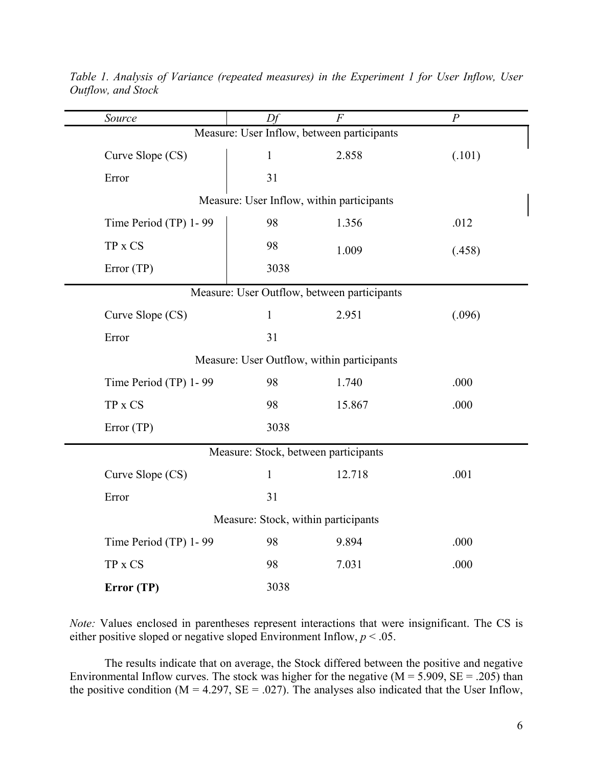*Table 1. Analysis of Variance (repeated measures) in the Experiment 1 for User Inflow, User Outflow, and Stock*

| *Source* | *Df* | *F* | *P* |
|---|---|---|---|
| Measure: User Inflow, between participants | | | |
| Curve Slope (CS) | 1 | 2.858 | (.101) |
| Error | 31 | | |
| Measure: User Inflow, within participants | | | |
| Time Period (TP) 1- 99 | 98 | 1.356 | .012 |
| TP x CS | 98 | 1.009 | (.458) |
| Error (TP) | 3038 | | |
| Measure: User Outflow, between participants | | | |
| Curve Slope (CS) | 1 | 2.951 | (.096) |
| Error | 31 | | |
| Measure: User Outflow, within participants | | | |
| Time Period (TP) 1- 99 | 98 | 1.740 | .000 |
| TP x CS | 98 | 15.867 | .000 |
| Error (TP) | 3038 | | |
| Measure: Stock, between participants | | | |
| Curve Slope (CS) | 1 | 12.718 | .001 |
| Error | 31 | | |
| Measure: Stock, within participants | | | |
| Time Period (TP) 1- 99 | 98 | 9.894 | .000 |
| TP x CS | 98 | 7.031 | .000 |
| **Error (TP)** | 3038 | | |

*Note:* Values enclosed in parentheses represent interactions that were insignificant. The CS is either positive sloped or negative sloped Environment Inflow, $p < .05$.

The results indicate that on average, the Stock differed between the positive and negative Environmental Inflow curves. The stock was higher for the negative (M = 5.909, SE = .205) than the positive condition (M = 4.297, SE = .027). The analyses also indicated that the User Inflow,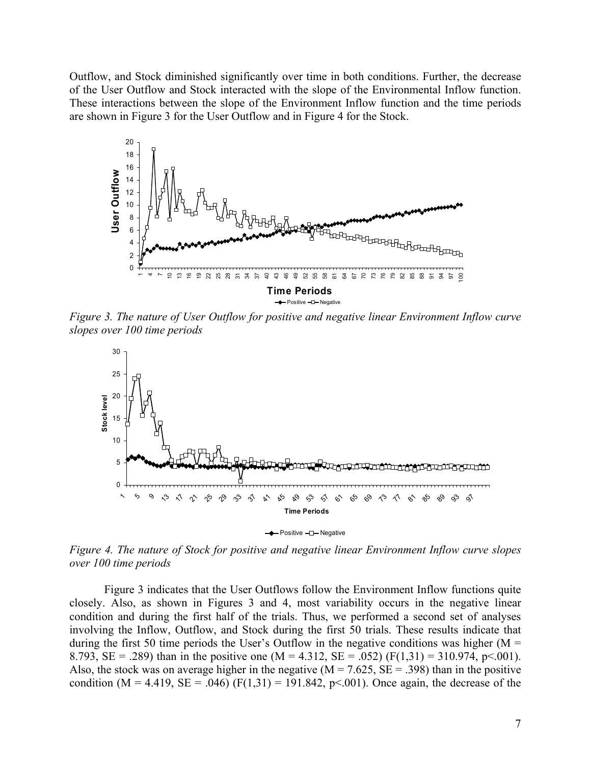Outflow, and Stock diminished significantly over time in both conditions. Further, the decrease of the User Outflow and Stock interacted with the slope of the Environmental Inflow function. These interactions between the slope of the Environment Inflow function and the time periods are shown in Figure 3 for the User Outflow and in Figure 4 for the Stock.

*Figure 3. The nature of User Outflow for positive and negative linear Environment Inflow curve slopes over 100 time periods*

*Figure 4. The nature of Stock for positive and negative linear Environment Inflow curve slopes over 100 time periods*

Figure 3 indicates that the User Outflows follow the Environment Inflow functions quite closely. Also, as shown in Figures 3 and 4, most variability occurs in the negative linear condition and during the first half of the trials. Thus, we performed a second set of analyses involving the Inflow, Outflow, and Stock during the first 50 trials. These results indicate that during the first 50 time periods the User's Outflow in the negative conditions was higher ($M = 8.793$, $SE = .289$) than in the positive one ($M = 4.312$, $SE = .052$) ($F(1,31) = 310.974$, $p<.001$). Also, the stock was on average higher in the negative ($M = 7.625$, $SE = .398$) than in the positive condition ($M = 4.419$, $SE = .046$) ($F(1,31) = 191.842$, $p<.001$). Once again, the decrease of the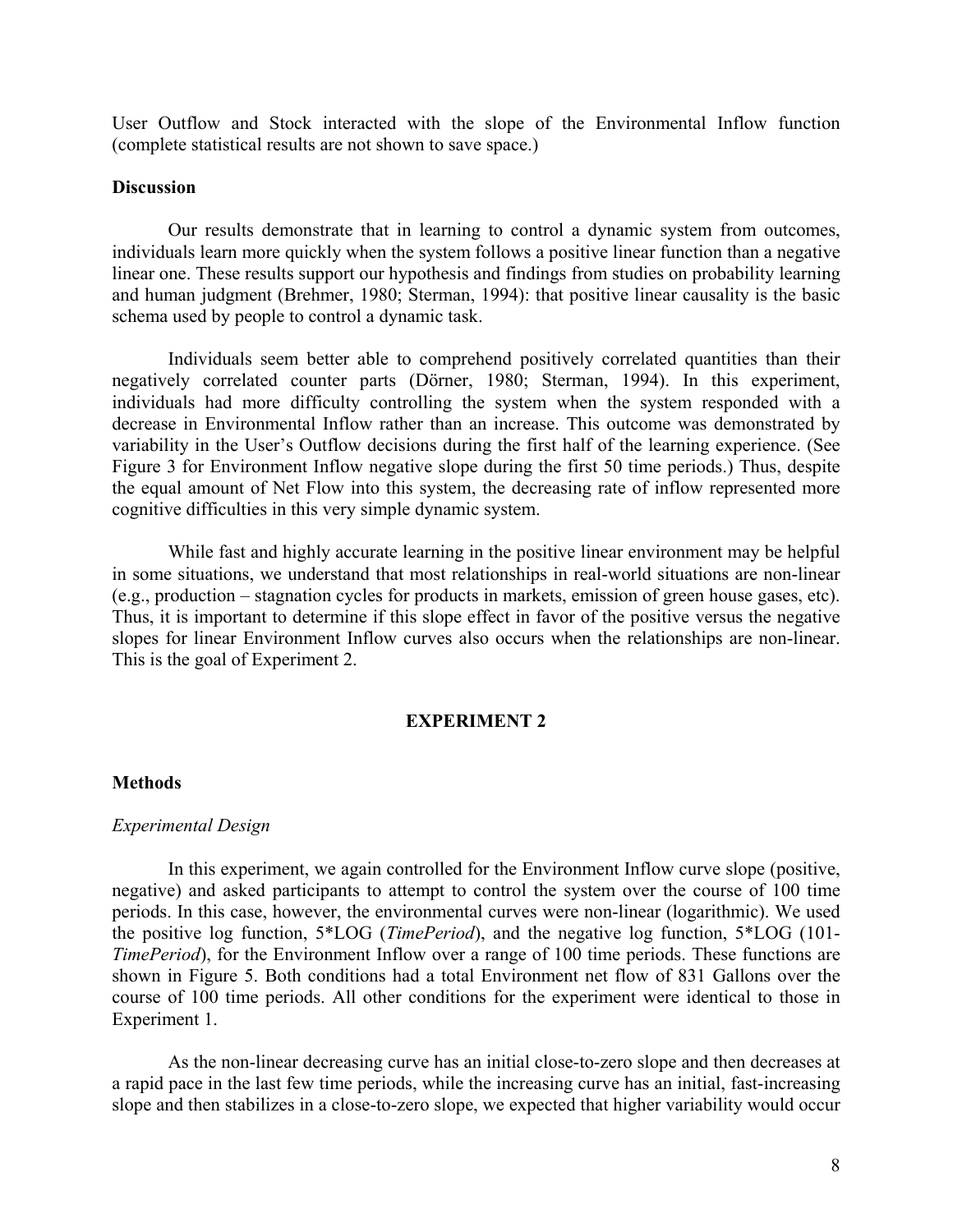User Outflow and Stock interacted with the slope of the Environmental Inflow function (complete statistical results are not shown to save space.)

### Discussion

Our results demonstrate that in learning to control a dynamic system from outcomes, individuals learn more quickly when the system follows a positive linear function than a negative linear one. These results support our hypothesis and findings from studies on probability learning and human judgment (Brehmer, 1980; Sterman, 1994): that positive linear causality is the basic schema used by people to control a dynamic task.

Individuals seem better able to comprehend positively correlated quantities than their negatively correlated counter parts (Dörner, 1980; Sterman, 1994). In this experiment, individuals had more difficulty controlling the system when the system responded with a decrease in Environmental Inflow rather than an increase. This outcome was demonstrated by variability in the User's Outflow decisions during the first half of the learning experience. (See Figure 3 for Environment Inflow negative slope during the first 50 time periods.) Thus, despite the equal amount of Net Flow into this system, the decreasing rate of inflow represented more cognitive difficulties in this very simple dynamic system.

While fast and highly accurate learning in the positive linear environment may be helpful in some situations, we understand that most relationships in real-world situations are non-linear (e.g., production – stagnation cycles for products in markets, emission of green house gases, etc). Thus, it is important to determine if this slope effect in favor of the positive versus the negative slopes for linear Environment Inflow curves also occurs when the relationships are non-linear. This is the goal of Experiment 2.

## EXPERIMENT 2

### Methods

#### *Experimental Design*

In this experiment, we again controlled for the Environment Inflow curve slope (positive, negative) and asked participants to attempt to control the system over the course of 100 time periods. In this case, however, the environmental curves were non-linear (logarithmic). We used the positive log function, 5*LOG (*TimePeriod*), and the negative log function, 5*LOG (101-*TimePeriod*), for the Environment Inflow over a range of 100 time periods. These functions are shown in Figure 5. Both conditions had a total Environment net flow of 831 Gallons over the course of 100 time periods. All other conditions for the experiment were identical to those in Experiment 1.

As the non-linear decreasing curve has an initial close-to-zero slope and then decreases at a rapid pace in the last few time periods, while the increasing curve has an initial, fast-increasing slope and then stabilizes in a close-to-zero slope, we expected that higher variability would occur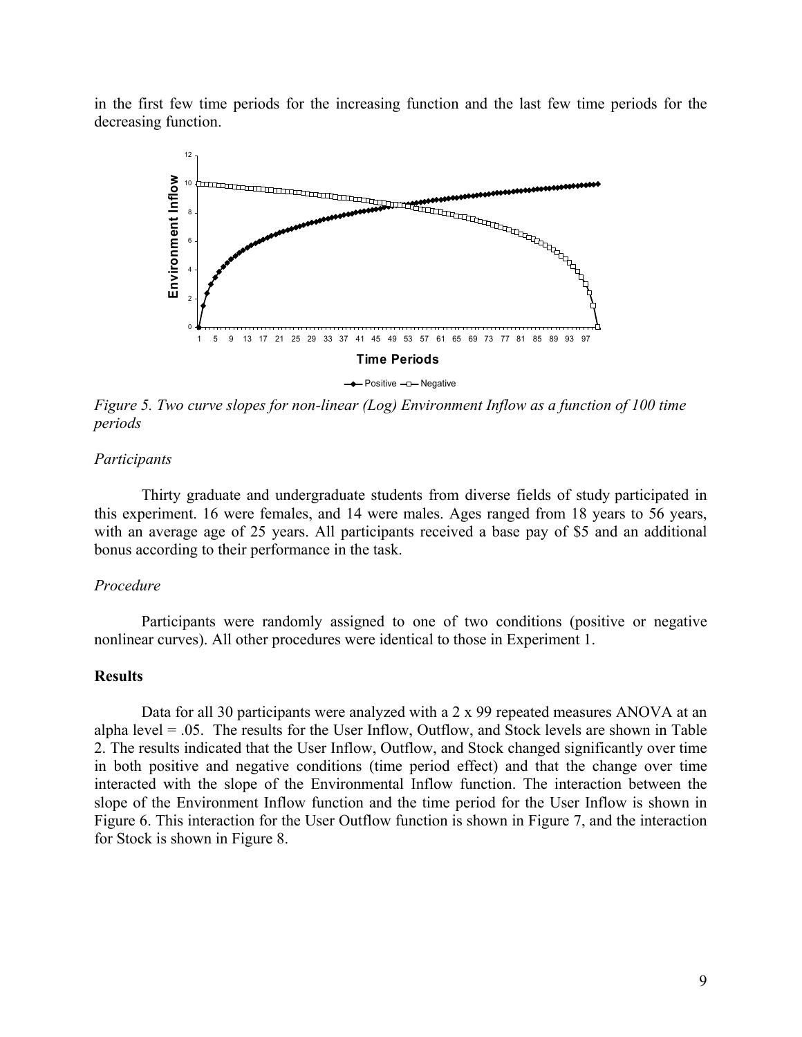in the first few time periods for the increasing function and the last few time periods for the decreasing function.

*Figure 5. Two curve slopes for non-linear (Log) Environment Inflow as a function of 100 time periods*

*Participants*

Thirty graduate and undergraduate students from diverse fields of study participated in this experiment. 16 were females, and 14 were males. Ages ranged from 18 years to 56 years, with an average age of 25 years. All participants received a base pay of $5 and an additional bonus according to their performance in the task.

*Procedure*

Participants were randomly assigned to one of two conditions (positive or negative nonlinear curves). All other procedures were identical to those in Experiment 1.

**Results**

Data for all 30 participants were analyzed with a 2 x 99 repeated measures ANOVA at an alpha level = .05. The results for the User Inflow, Outflow, and Stock levels are shown in Table 2. The results indicated that the User Inflow, Outflow, and Stock changed significantly over time in both positive and negative conditions (time period effect) and that the change over time interacted with the slope of the Environmental Inflow function. The interaction between the slope of the Environment Inflow function and the time period for the User Inflow is shown in Figure 6. This interaction for the User Outflow function is shown in Figure 7, and the interaction for Stock is shown in Figure 8.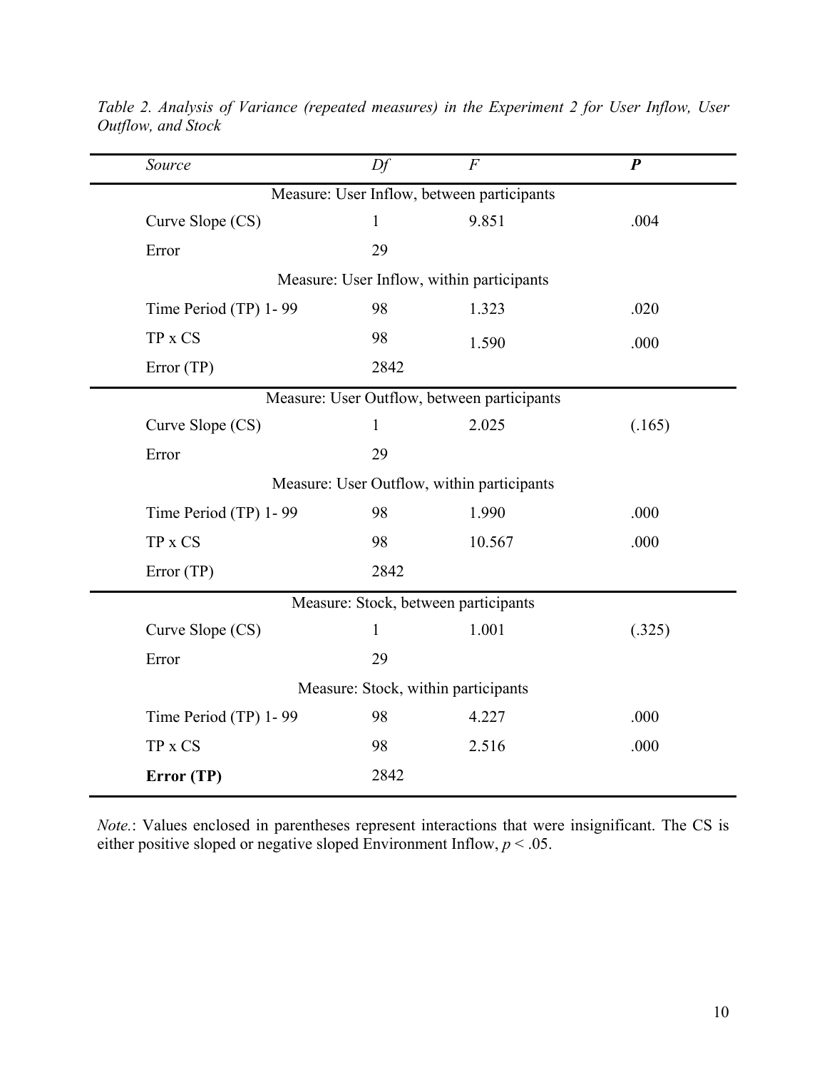*Table 2. Analysis of Variance (repeated measures) in the Experiment 2 for User Inflow, User Outflow, and Stock*

| *Source* | *Df* | *F* | ***P*** |
|---|---|---|---|
| | Measure: User Inflow, between participants | | |
| Curve Slope (CS) | 1 | 9.851 | .004 |
| Error | 29 | | |
| | Measure: User Inflow, within participants | | |
| Time Period (TP) 1- 99 | 98 | 1.323 | .020 |
| TP x CS | 98 | 1.590 | .000 |
| Error (TP) | 2842 | | |
| | Measure: User Outflow, between participants | | |
| Curve Slope (CS) | 1 | 2.025 | (.165) |
| Error | 29 | | |
| | Measure: User Outflow, within participants | | |
| Time Period (TP) 1- 99 | 98 | 1.990 | .000 |
| TP x CS | 98 | 10.567 | .000 |
| Error (TP) | 2842 | | |
| | Measure: Stock, between participants | | |
| Curve Slope (CS) | 1 | 1.001 | (.325) |
| Error | 29 | | |
| | Measure: Stock, within participants | | |
| Time Period (TP) 1- 99 | 98 | 4.227 | .000 |
| TP x CS | 98 | 2.516 | .000 |
| **Error (TP)** | 2842 | | |

*Note.*: Values enclosed in parentheses represent interactions that were insignificant. The CS is either positive sloped or negative sloped Environment Inflow, $p < .05$.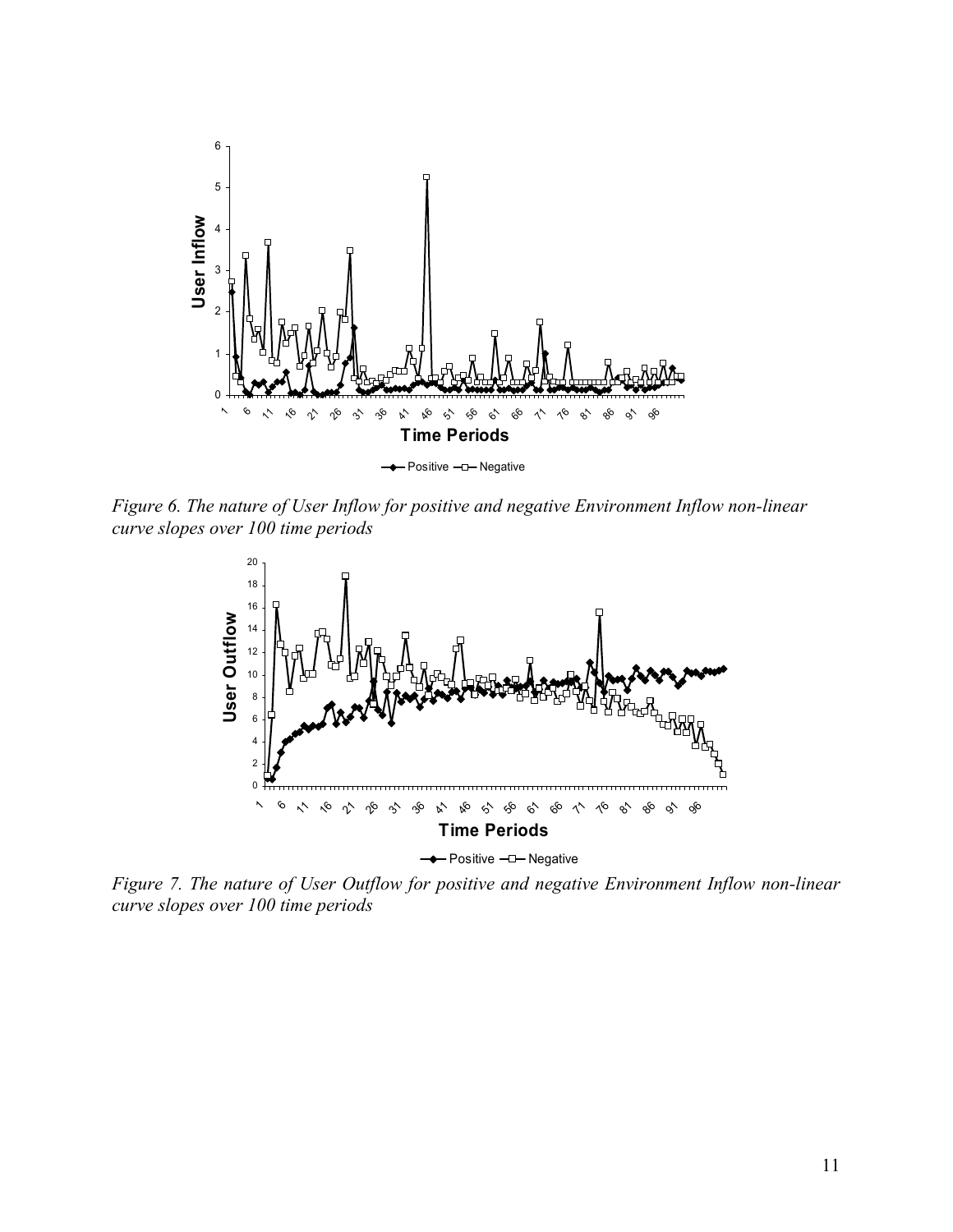*Figure 6. The nature of User Inflow for positive and negative Environment Inflow non-linear curve slopes over 100 time periods*

*Figure 7. The nature of User Outflow for positive and negative Environment Inflow non-linear curve slopes over 100 time periods*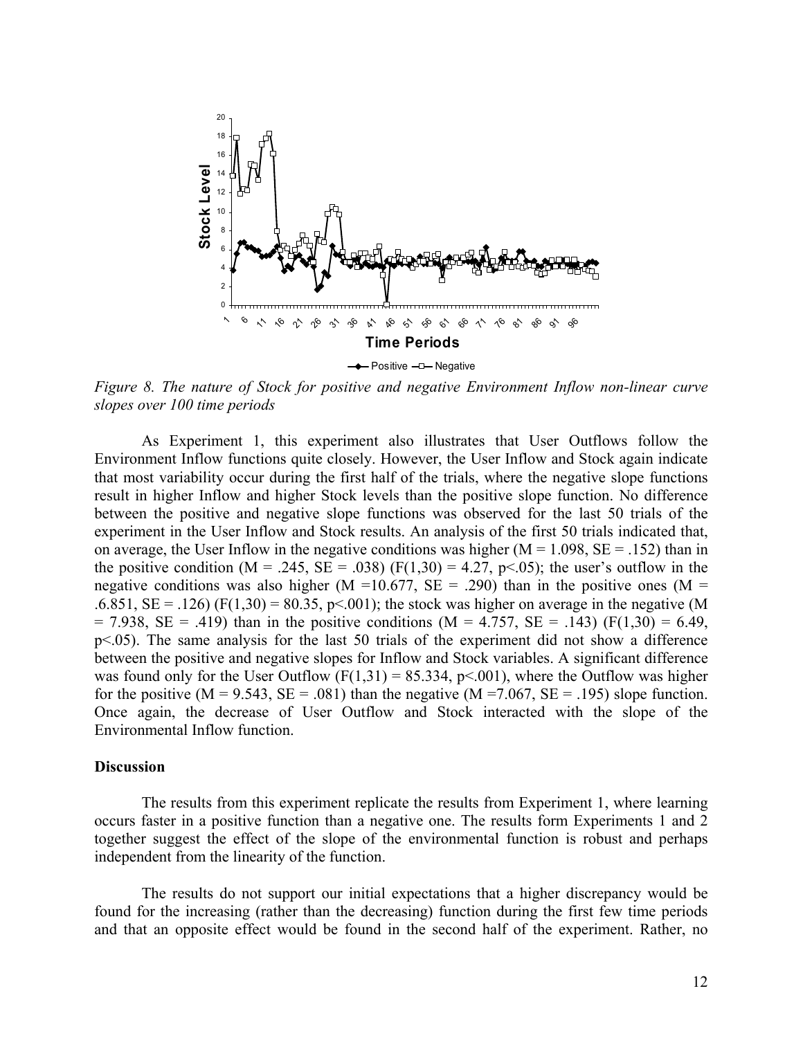*Figure 8. The nature of Stock for positive and negative Environment Inflow non-linear curve slopes over 100 time periods*

As Experiment 1, this experiment also illustrates that User Outflows follow the Environment Inflow functions quite closely. However, the User Inflow and Stock again indicate that most variability occur during the first half of the trials, where the negative slope functions result in higher Inflow and higher Stock levels than the positive slope function. No difference between the positive and negative slope functions was observed for the last 50 trials of the experiment in the User Inflow and Stock results. An analysis of the first 50 trials indicated that, on average, the User Inflow in the negative conditions was higher ($M = 1.098$, $SE = .152$) than in the positive condition ($M = .245$, $SE = .038$) ($F(1,30) = 4.27$, $p<.05$); the user's outflow in the negative conditions was also higher ($M = 10.677$, $SE = .290$) than in the positive ones ($M = .6.851$, $SE = .126$) ($F(1,30) = 80.35$, $p<.001$); the stock was higher on average in the negative ($M = 7.938$, $SE = .419$) than in the positive conditions ($M = 4.757$, $SE = .143$) ($F(1,30) = 6.49$, $p<.05$). The same analysis for the last 50 trials of the experiment did not show a difference between the positive and negative slopes for Inflow and Stock variables. A significant difference was found only for the User Outflow ($F(1,31) = 85.334$, $p<.001$), where the Outflow was higher for the positive ($M = 9.543$, $SE = .081$) than the negative ($M = 7.067$, $SE = .195$) slope function. Once again, the decrease of User Outflow and Stock interacted with the slope of the Environmental Inflow function.

## Discussion

The results from this experiment replicate the results from Experiment 1, where learning occurs faster in a positive function than a negative one. The results form Experiments 1 and 2 together suggest the effect of the slope of the environmental function is robust and perhaps independent from the linearity of the function.

The results do not support our initial expectations that a higher discrepancy would be found for the increasing (rather than the decreasing) function during the first few time periods and that an opposite effect would be found in the second half of the experiment. Rather, no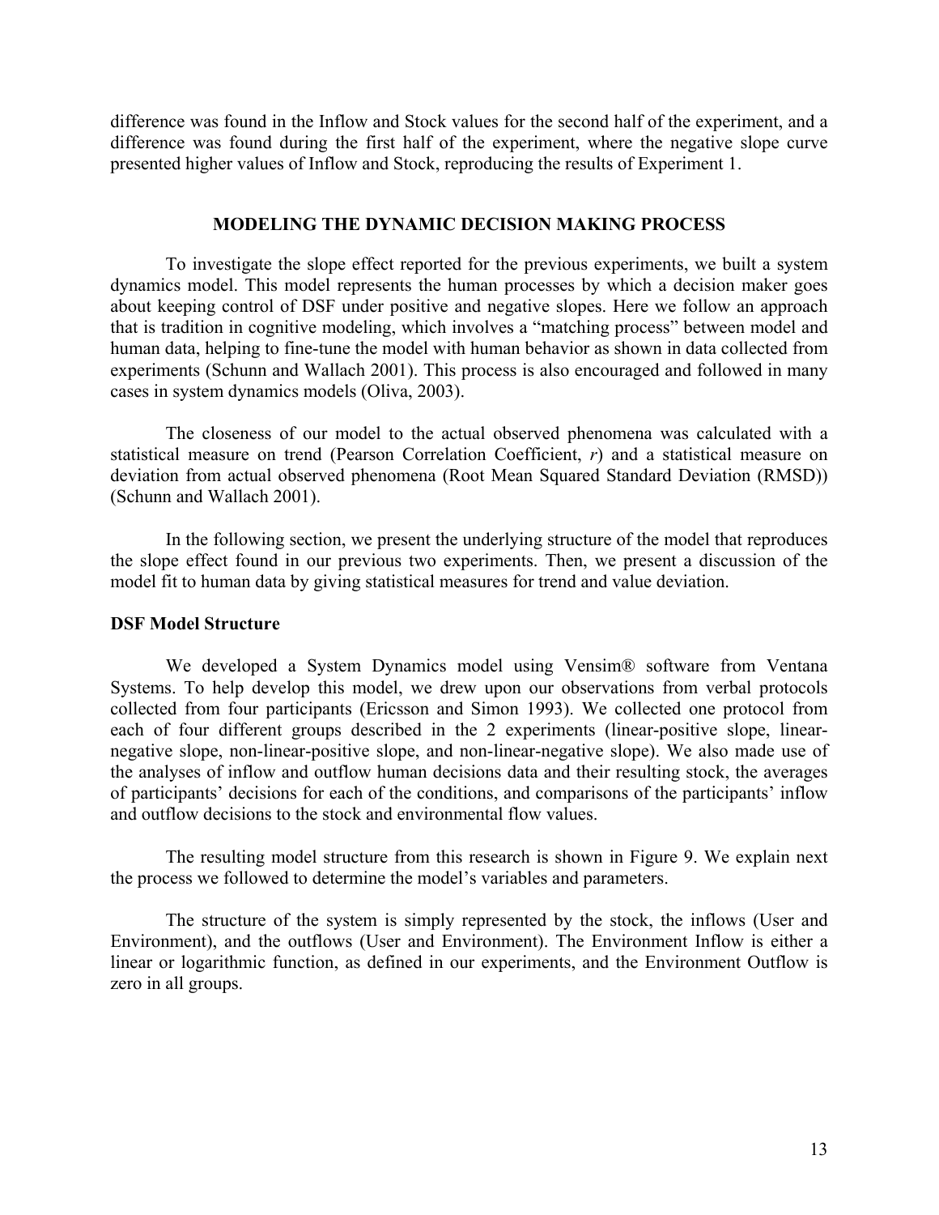difference was found in the Inflow and Stock values for the second half of the experiment, and a difference was found during the first half of the experiment, where the negative slope curve presented higher values of Inflow and Stock, reproducing the results of Experiment 1.

## MODELING THE DYNAMIC DECISION MAKING PROCESS

To investigate the slope effect reported for the previous experiments, we built a system dynamics model. This model represents the human processes by which a decision maker goes about keeping control of DSF under positive and negative slopes. Here we follow an approach that is tradition in cognitive modeling, which involves a "matching process" between model and human data, helping to fine-tune the model with human behavior as shown in data collected from experiments (Schunn and Wallach 2001). This process is also encouraged and followed in many cases in system dynamics models (Oliva, 2003).

The closeness of our model to the actual observed phenomena was calculated with a statistical measure on trend (Pearson Correlation Coefficient, *r*) and a statistical measure on deviation from actual observed phenomena (Root Mean Squared Standard Deviation (RMSD)) (Schunn and Wallach 2001).

In the following section, we present the underlying structure of the model that reproduces the slope effect found in our previous two experiments. Then, we present a discussion of the model fit to human data by giving statistical measures for trend and value deviation.

### DSF Model Structure

We developed a System Dynamics model using Vensim® software from Ventana Systems. To help develop this model, we drew upon our observations from verbal protocols collected from four participants (Ericsson and Simon 1993). We collected one protocol from each of four different groups described in the 2 experiments (linear-positive slope, linear-negative slope, non-linear-positive slope, and non-linear-negative slope). We also made use of the analyses of inflow and outflow human decisions data and their resulting stock, the averages of participants' decisions for each of the conditions, and comparisons of the participants' inflow and outflow decisions to the stock and environmental flow values.

The resulting model structure from this research is shown in Figure 9. We explain next the process we followed to determine the model's variables and parameters.

The structure of the system is simply represented by the stock, the inflows (User and Environment), and the outflows (User and Environment). The Environment Inflow is either a linear or logarithmic function, as defined in our experiments, and the Environment Outflow is zero in all groups.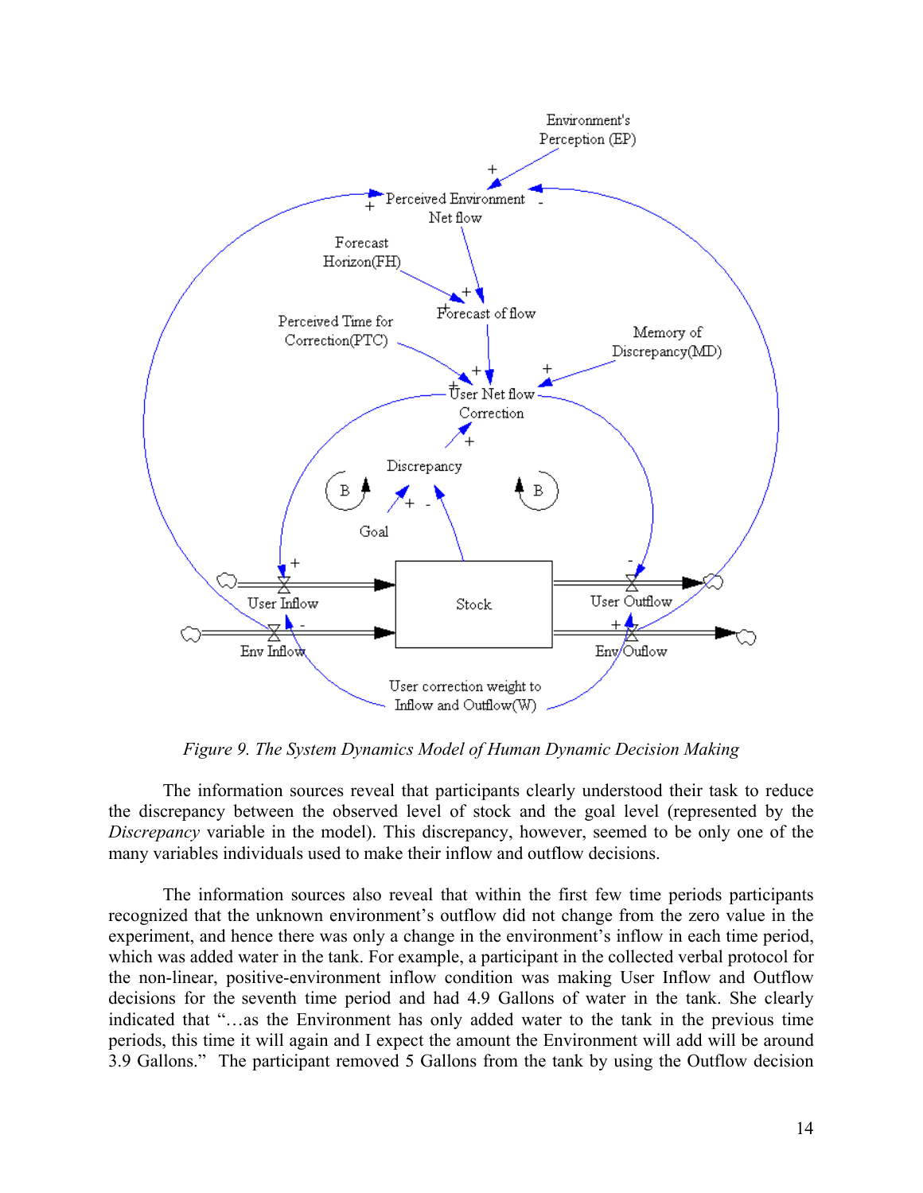*Figure 9. The System Dynamics Model of Human Dynamic Decision Making*

The information sources reveal that participants clearly understood their task to reduce the discrepancy between the observed level of stock and the goal level (represented by the *Discrepancy* variable in the model). This discrepancy, however, seemed to be only one of the many variables individuals used to make their inflow and outflow decisions.

The information sources also reveal that within the first few time periods participants recognized that the unknown environment's outflow did not change from the zero value in the experiment, and hence there was only a change in the environment's inflow in each time period, which was added water in the tank. For example, a participant in the collected verbal protocol for the non-linear, positive-environment inflow condition was making User Inflow and Outflow decisions for the seventh time period and had 4.9 Gallons of water in the tank. She clearly indicated that "…as the Environment has only added water to the tank in the previous time periods, this time it will again and I expect the amount the Environment will add will be around 3.9 Gallons." The participant removed 5 Gallons from the tank by using the Outflow decision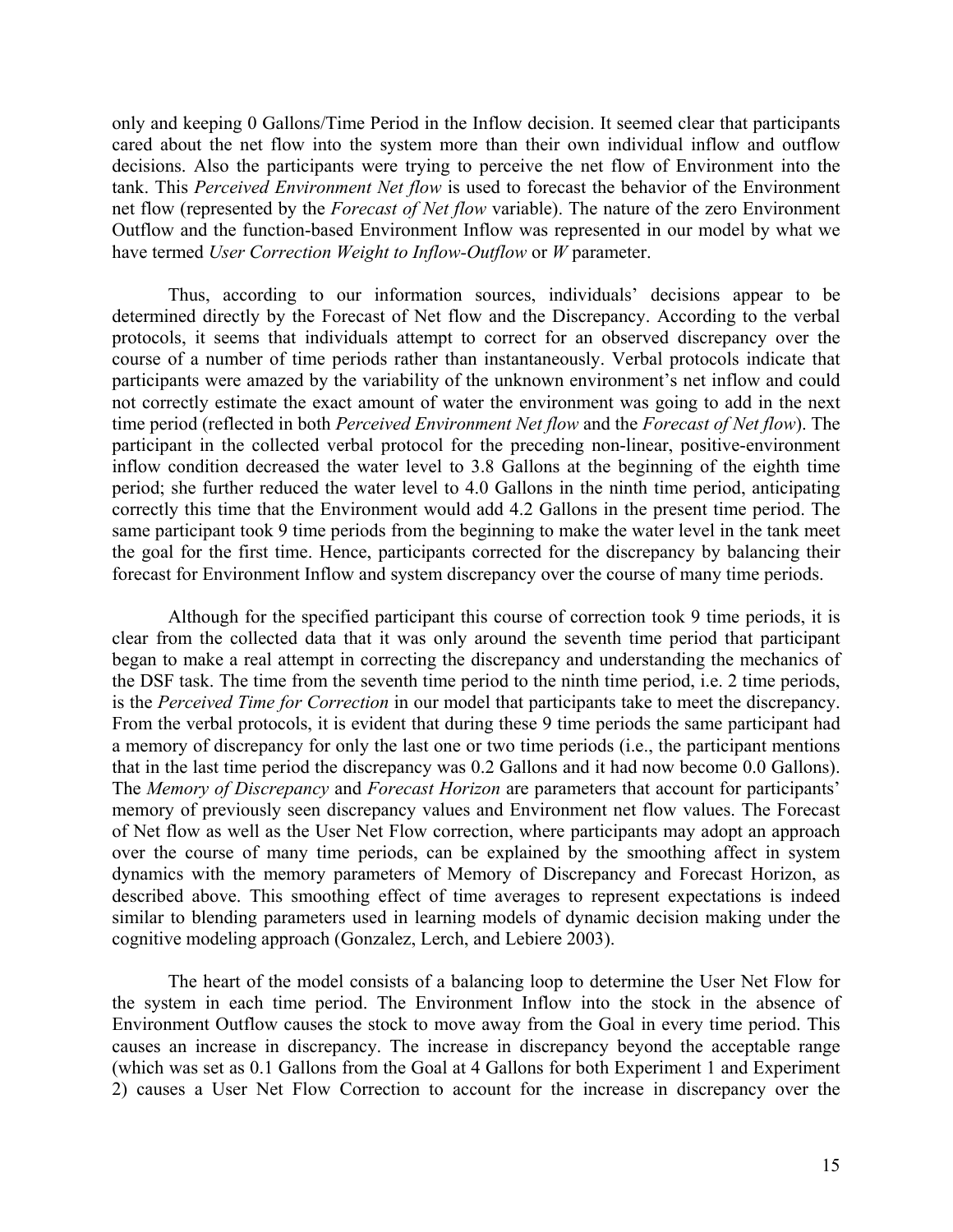only and keeping 0 Gallons/Time Period in the Inflow decision. It seemed clear that participants cared about the net flow into the system more than their own individual inflow and outflow decisions. Also the participants were trying to perceive the net flow of Environment into the tank. This *Perceived Environment Net flow* is used to forecast the behavior of the Environment net flow (represented by the *Forecast of Net flow* variable). The nature of the zero Environment Outflow and the function-based Environment Inflow was represented in our model by what we have termed *User Correction Weight to Inflow-Outflow* or *W* parameter.

Thus, according to our information sources, individuals' decisions appear to be determined directly by the Forecast of Net flow and the Discrepancy. According to the verbal protocols, it seems that individuals attempt to correct for an observed discrepancy over the course of a number of time periods rather than instantaneously. Verbal protocols indicate that participants were amazed by the variability of the unknown environment's net inflow and could not correctly estimate the exact amount of water the environment was going to add in the next time period (reflected in both *Perceived Environment Net flow* and the *Forecast of Net flow*). The participant in the collected verbal protocol for the preceding non-linear, positive-environment inflow condition decreased the water level to 3.8 Gallons at the beginning of the eighth time period; she further reduced the water level to 4.0 Gallons in the ninth time period, anticipating correctly this time that the Environment would add 4.2 Gallons in the present time period. The same participant took 9 time periods from the beginning to make the water level in the tank meet the goal for the first time. Hence, participants corrected for the discrepancy by balancing their forecast for Environment Inflow and system discrepancy over the course of many time periods.

Although for the specified participant this course of correction took 9 time periods, it is clear from the collected data that it was only around the seventh time period that participant began to make a real attempt in correcting the discrepancy and understanding the mechanics of the DSF task. The time from the seventh time period to the ninth time period, i.e. 2 time periods, is the *Perceived Time for Correction* in our model that participants take to meet the discrepancy. From the verbal protocols, it is evident that during these 9 time periods the same participant had a memory of discrepancy for only the last one or two time periods (i.e., the participant mentions that in the last time period the discrepancy was 0.2 Gallons and it had now become 0.0 Gallons). The *Memory of Discrepancy* and *Forecast Horizon* are parameters that account for participants' memory of previously seen discrepancy values and Environment net flow values. The Forecast of Net flow as well as the User Net Flow correction, where participants may adopt an approach over the course of many time periods, can be explained by the smoothing affect in system dynamics with the memory parameters of Memory of Discrepancy and Forecast Horizon, as described above. This smoothing effect of time averages to represent expectations is indeed similar to blending parameters used in learning models of dynamic decision making under the cognitive modeling approach (Gonzalez, Lerch, and Lebiere 2003).

The heart of the model consists of a balancing loop to determine the User Net Flow for the system in each time period. The Environment Inflow into the stock in the absence of Environment Outflow causes the stock to move away from the Goal in every time period. This causes an increase in discrepancy. The increase in discrepancy beyond the acceptable range (which was set as 0.1 Gallons from the Goal at 4 Gallons for both Experiment 1 and Experiment 2) causes a User Net Flow Correction to account for the increase in discrepancy over the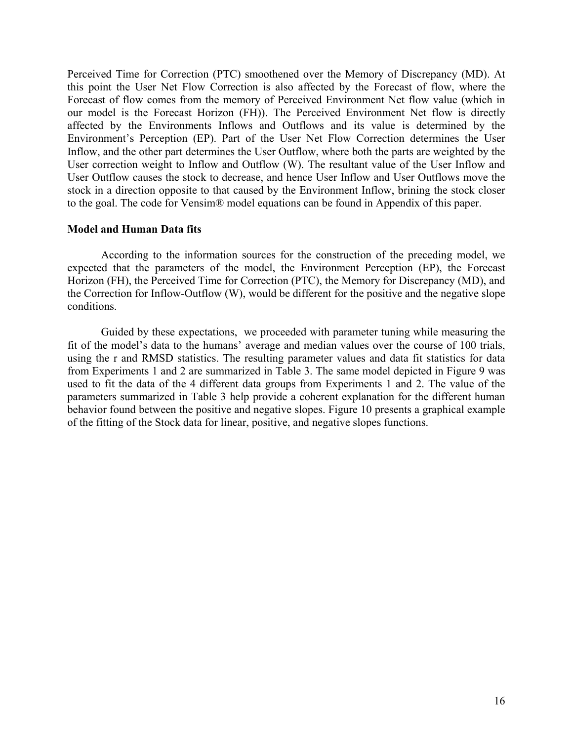Perceived Time for Correction (PTC) smoothened over the Memory of Discrepancy (MD). At this point the User Net Flow Correction is also affected by the Forecast of flow, where the Forecast of flow comes from the memory of Perceived Environment Net flow value (which in our model is the Forecast Horizon (FH)). The Perceived Environment Net flow is directly affected by the Environments Inflows and Outflows and its value is determined by the Environment's Perception (EP). Part of the User Net Flow Correction determines the User Inflow, and the other part determines the User Outflow, where both the parts are weighted by the User correction weight to Inflow and Outflow (W). The resultant value of the User Inflow and User Outflow causes the stock to decrease, and hence User Inflow and User Outflows move the stock in a direction opposite to that caused by the Environment Inflow, brining the stock closer to the goal. The code for Vensim® model equations can be found in Appendix of this paper.

**Model and Human Data fits**

According to the information sources for the construction of the preceding model, we expected that the parameters of the model, the Environment Perception (EP), the Forecast Horizon (FH), the Perceived Time for Correction (PTC), the Memory for Discrepancy (MD), and the Correction for Inflow-Outflow (W), would be different for the positive and the negative slope conditions.

Guided by these expectations, we proceeded with parameter tuning while measuring the fit of the model's data to the humans' average and median values over the course of 100 trials, using the r and RMSD statistics. The resulting parameter values and data fit statistics for data from Experiments 1 and 2 are summarized in Table 3. The same model depicted in Figure 9 was used to fit the data of the 4 different data groups from Experiments 1 and 2. The value of the parameters summarized in Table 3 help provide a coherent explanation for the different human behavior found between the positive and negative slopes. Figure 10 presents a graphical example of the fitting of the Stock data for linear, positive, and negative slopes functions.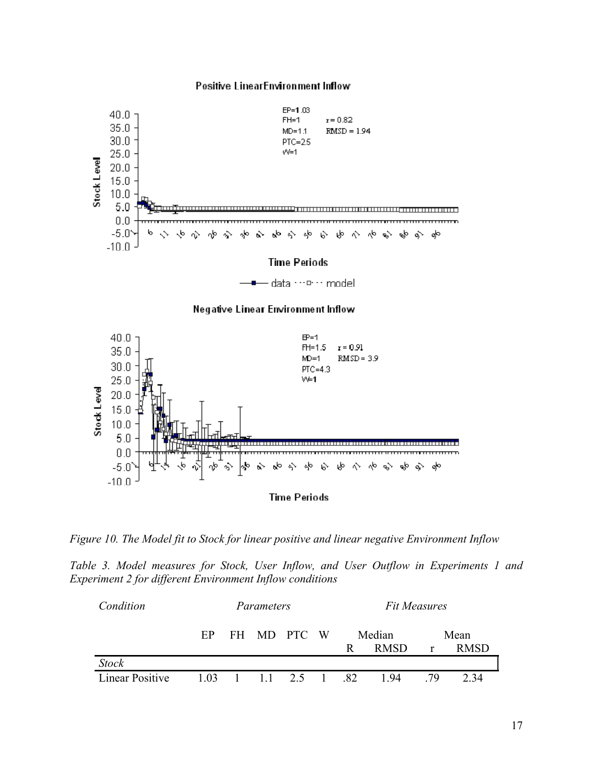*Figure 10. The Model fit to Stock for linear positive and linear negative Environment Inflow*

*Table 3. Model measures for Stock, User Inflow, and User Outflow in Experiments 1 and Experiment 2 for different Environment Inflow conditions*

| *Condition* | *Parameters* | | | | | *Fit Measures* | | | |
|---|---|---|---|---|---|---|---|---|---|
| | EP | FH | MD | PTC | W | Median | | Mean | |
| | | | | | | R | RMSD | r | RMSD |
| *Stock* | | | | | | | | | |
| Linear Positive | 1.03 | 1 | 1.1 | 2.5 | 1 | .82 | 1.94 | .79 | 2.34 |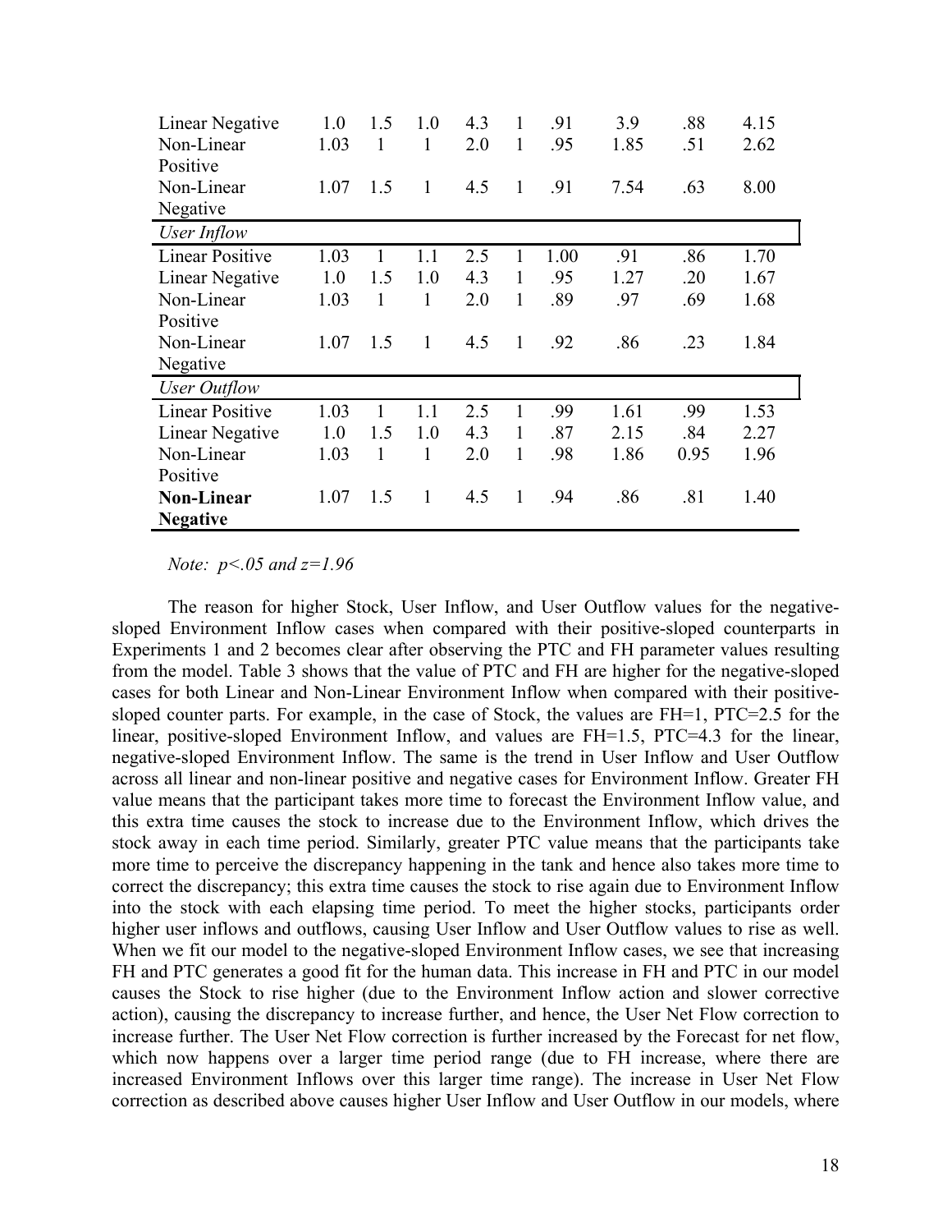| | | | | | | | | | |
|---|---|---|---|---|---|---|---|---|---|
| Linear Negative | 1.0 | 1.5 | 1.0 | 4.3 | 1 | .91 | 3.9 | .88 | 4.15 |
| Non-Linear Positive | 1.03 | 1 | 1 | 2.0 | 1 | .95 | 1.85 | .51 | 2.62 |
| Non-Linear Negative | 1.07 | 1.5 | 1 | 4.5 | 1 | .91 | 7.54 | .63 | 8.00 |
| *User Inflow* | | | | | | | | | |
| Linear Positive | 1.03 | 1 | 1.1 | 2.5 | 1 | 1.00 | .91 | .86 | 1.70 |
| Linear Negative | 1.0 | 1.5 | 1.0 | 4.3 | 1 | .95 | 1.27 | .20 | 1.67 |
| Non-Linear Positive | 1.03 | 1 | 1 | 2.0 | 1 | .89 | .97 | .69 | 1.68 |
| Non-Linear Negative | 1.07 | 1.5 | 1 | 4.5 | 1 | .92 | .86 | .23 | 1.84 |
| *User Outflow* | | | | | | | | | |
| Linear Positive | 1.03 | 1 | 1.1 | 2.5 | 1 | .99 | 1.61 | .99 | 1.53 |
| Linear Negative | 1.0 | 1.5 | 1.0 | 4.3 | 1 | .87 | 2.15 | .84 | 2.27 |
| Non-Linear Positive | 1.03 | 1 | 1 | 2.0 | 1 | .98 | 1.86 | 0.95 | 1.96 |
| **Non-Linear Negative** | 1.07 | 1.5 | 1 | 4.5 | 1 | .94 | .86 | .81 | 1.40 |

*Note: $p<.05$ and $z=1.96$*

The reason for higher Stock, User Inflow, and User Outflow values for the negative-sloped Environment Inflow cases when compared with their positive-sloped counterparts in Experiments 1 and 2 becomes clear after observing the PTC and FH parameter values resulting from the model. Table 3 shows that the value of PTC and FH are higher for the negative-sloped cases for both Linear and Non-Linear Environment Inflow when compared with their positive-sloped counter parts. For example, in the case of Stock, the values are FH=1, PTC=2.5 for the linear, positive-sloped Environment Inflow, and values are FH=1.5, PTC=4.3 for the linear, negative-sloped Environment Inflow. The same is the trend in User Inflow and User Outflow across all linear and non-linear positive and negative cases for Environment Inflow. Greater FH value means that the participant takes more time to forecast the Environment Inflow value, and this extra time causes the stock to increase due to the Environment Inflow, which drives the stock away in each time period. Similarly, greater PTC value means that the participants take more time to perceive the discrepancy happening in the tank and hence also takes more time to correct the discrepancy; this extra time causes the stock to rise again due to Environment Inflow into the stock with each elapsing time period. To meet the higher stocks, participants order higher user inflows and outflows, causing User Inflow and User Outflow values to rise as well. When we fit our model to the negative-sloped Environment Inflow cases, we see that increasing FH and PTC generates a good fit for the human data. This increase in FH and PTC in our model causes the Stock to rise higher (due to the Environment Inflow action and slower corrective action), causing the discrepancy to increase further, and hence, the User Net Flow correction to increase further. The User Net Flow correction is further increased by the Forecast for net flow, which now happens over a larger time period range (due to FH increase, where there are increased Environment Inflows over this larger time range). The increase in User Net Flow correction as described above causes higher User Inflow and User Outflow in our models, where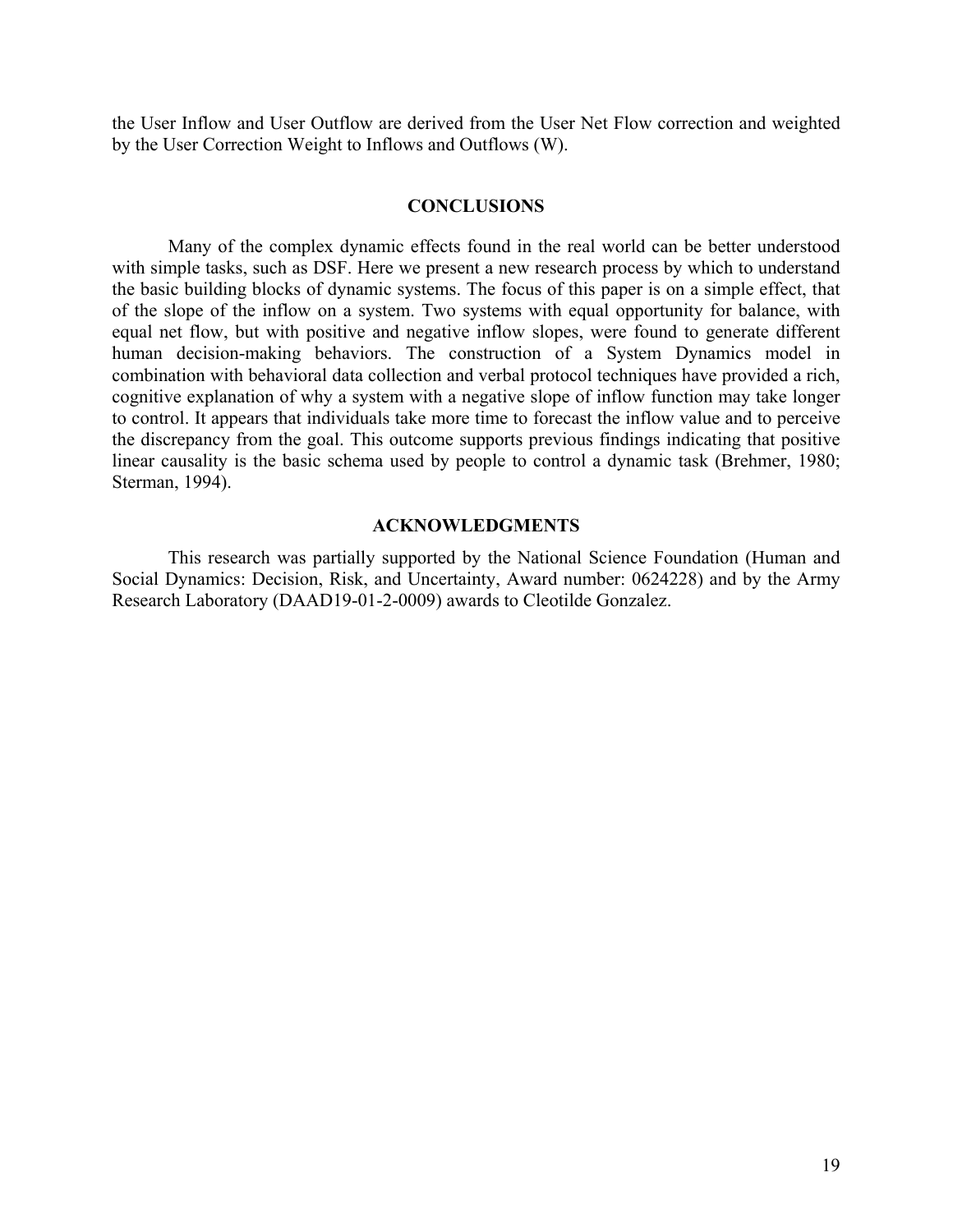the User Inflow and User Outflow are derived from the User Net Flow correction and weighted by the User Correction Weight to Inflows and Outflows (W).

## CONCLUSIONS

Many of the complex dynamic effects found in the real world can be better understood with simple tasks, such as DSF. Here we present a new research process by which to understand the basic building blocks of dynamic systems. The focus of this paper is on a simple effect, that of the slope of the inflow on a system. Two systems with equal opportunity for balance, with equal net flow, but with positive and negative inflow slopes, were found to generate different human decision-making behaviors. The construction of a System Dynamics model in combination with behavioral data collection and verbal protocol techniques have provided a rich, cognitive explanation of why a system with a negative slope of inflow function may take longer to control. It appears that individuals take more time to forecast the inflow value and to perceive the discrepancy from the goal. This outcome supports previous findings indicating that positive linear causality is the basic schema used by people to control a dynamic task (Brehmer, 1980; Sterman, 1994).

## ACKNOWLEDGMENTS

This research was partially supported by the National Science Foundation (Human and Social Dynamics: Decision, Risk, and Uncertainty, Award number: 0624228) and by the Army Research Laboratory (DAAD19-01-2-0009) awards to Cleotilde Gonzalez.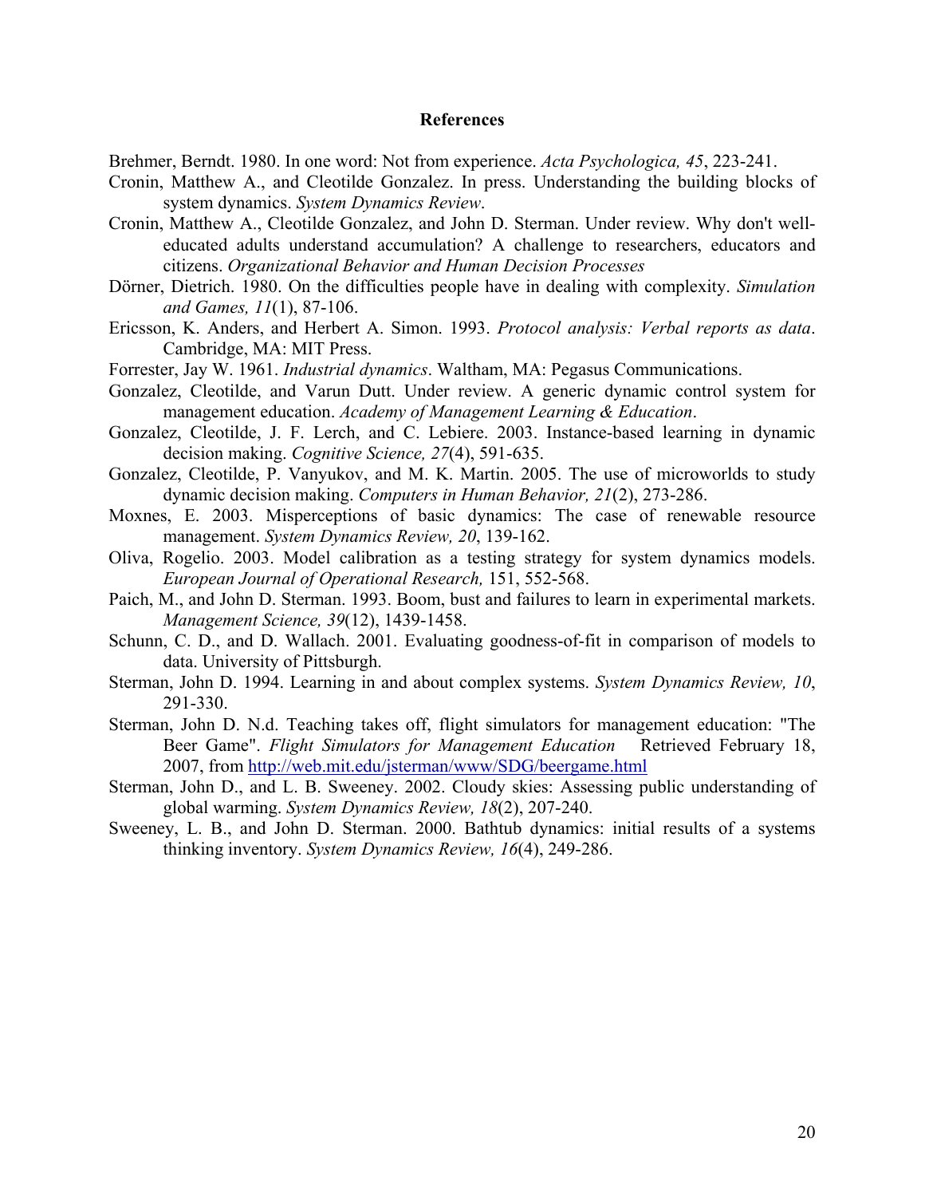## References

Brehmer, Berndt. 1980. In one word: Not from experience. *Acta Psychologica, 45*, 223-241.

Cronin, Matthew A., and Cleotilde Gonzalez. In press. Understanding the building blocks of system dynamics. *System Dynamics Review*.

Cronin, Matthew A., Cleotilde Gonzalez, and John D. Sterman. Under review. Why don't well-educated adults understand accumulation? A challenge to researchers, educators and citizens. *Organizational Behavior and Human Decision Processes*

Dörner, Dietrich. 1980. On the difficulties people have in dealing with complexity. *Simulation and Games, 11*(1), 87-106.

Ericsson, K. Anders, and Herbert A. Simon. 1993. *Protocol analysis: Verbal reports as data*. Cambridge, MA: MIT Press.

Forrester, Jay W. 1961. *Industrial dynamics*. Waltham, MA: Pegasus Communications.

Gonzalez, Cleotilde, and Varun Dutt. Under review. A generic dynamic control system for management education. *Academy of Management Learning & Education*.

Gonzalez, Cleotilde, J. F. Lerch, and C. Lebiere. 2003. Instance-based learning in dynamic decision making. *Cognitive Science, 27*(4), 591-635.

Gonzalez, Cleotilde, P. Vanyukov, and M. K. Martin. 2005. The use of microworlds to study dynamic decision making. *Computers in Human Behavior, 21*(2), 273-286.

Moxnes, E. 2003. Misperceptions of basic dynamics: The case of renewable resource management. *System Dynamics Review, 20*, 139-162.

Oliva, Rogelio. 2003. Model calibration as a testing strategy for system dynamics models. *European Journal of Operational Research,* 151, 552-568.

Paich, M., and John D. Sterman. 1993. Boom, bust and failures to learn in experimental markets. *Management Science, 39*(12), 1439-1458.

Schunn, C. D., and D. Wallach. 2001. Evaluating goodness-of-fit in comparison of models to data. University of Pittsburgh.

Sterman, John D. 1994. Learning in and about complex systems. *System Dynamics Review, 10*, 291-330.

Sterman, John D. N.d. Teaching takes off, flight simulators for management education: "The Beer Game". *Flight Simulators for Management Education* Retrieved February 18, 2007, from http://web.mit.edu/jsterman/www/SDG/beergame.html

Sterman, John D., and L. B. Sweeney. 2002. Cloudy skies: Assessing public understanding of global warming. *System Dynamics Review, 18*(2), 207-240.

Sweeney, L. B., and John D. Sterman. 2000. Bathtub dynamics: initial results of a systems thinking inventory. *System Dynamics Review, 16*(4), 249-286.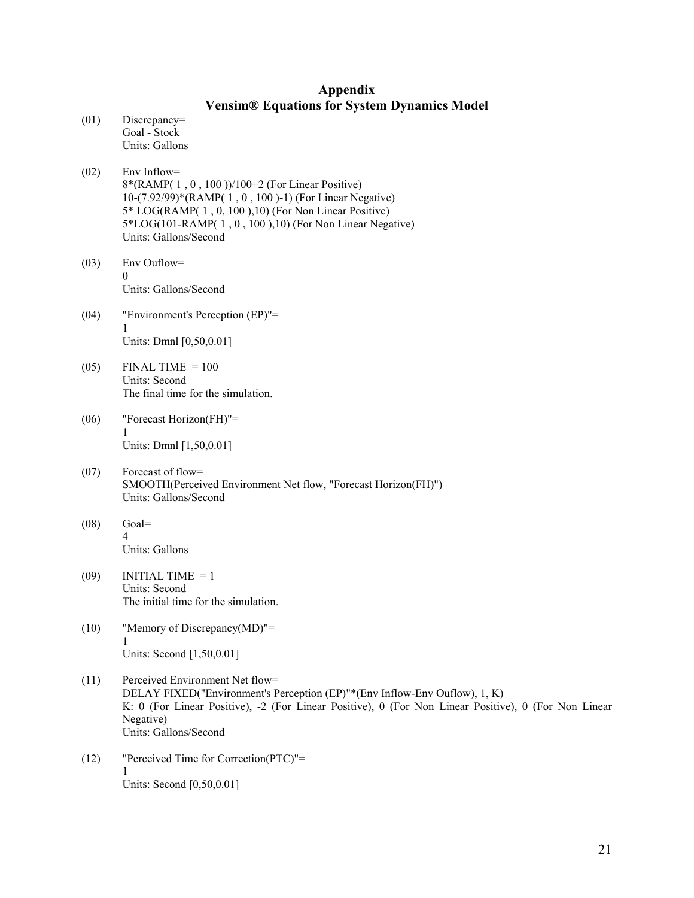# Appendix
## Vensim® Equations for System Dynamics Model

(01) Discrepancy=
Goal - Stock
Units: Gallons

(02) Env Inflow=
8*(RAMP( 1 , 0 , 100 ))/100+2 (For Linear Positive)
10-(7.92/99)*(RAMP( 1 , 0 , 100 )-1) (For Linear Negative)
5* LOG(RAMP( 1 , 0, 100 ),10) (For Non Linear Positive)
5*LOG(101-RAMP( 1 , 0 , 100 ),10) (For Non Linear Negative)
Units: Gallons/Second

(03) Env Ouflow=
0
Units: Gallons/Second

(04) "Environment's Perception (EP)"=
1
Units: Dmnl [0,50,0.01]

(05) FINAL TIME = 100
Units: Second
The final time for the simulation.

(06) "Forecast Horizon(FH)"=
1
Units: Dmnl [1,50,0.01]

(07) Forecast of flow=
SMOOTH(Perceived Environment Net flow, "Forecast Horizon(FH)")
Units: Gallons/Second

(08) Goal=
4
Units: Gallons

(09) INITIAL TIME = 1
Units: Second
The initial time for the simulation.

(10) "Memory of Discrepancy(MD)"=
1
Units: Second [1,50,0.01]

(11) Perceived Environment Net flow=
DELAY FIXED("Environment's Perception (EP)"*(Env Inflow-Env Ouflow), 1, K)
K: 0 (For Linear Positive), -2 (For Linear Positive), 0 (For Non Linear Positive), 0 (For Non Linear Negative)
Units: Gallons/Second

(12) "Perceived Time for Correction(PTC)"=
1
Units: Second [0,50,0.01]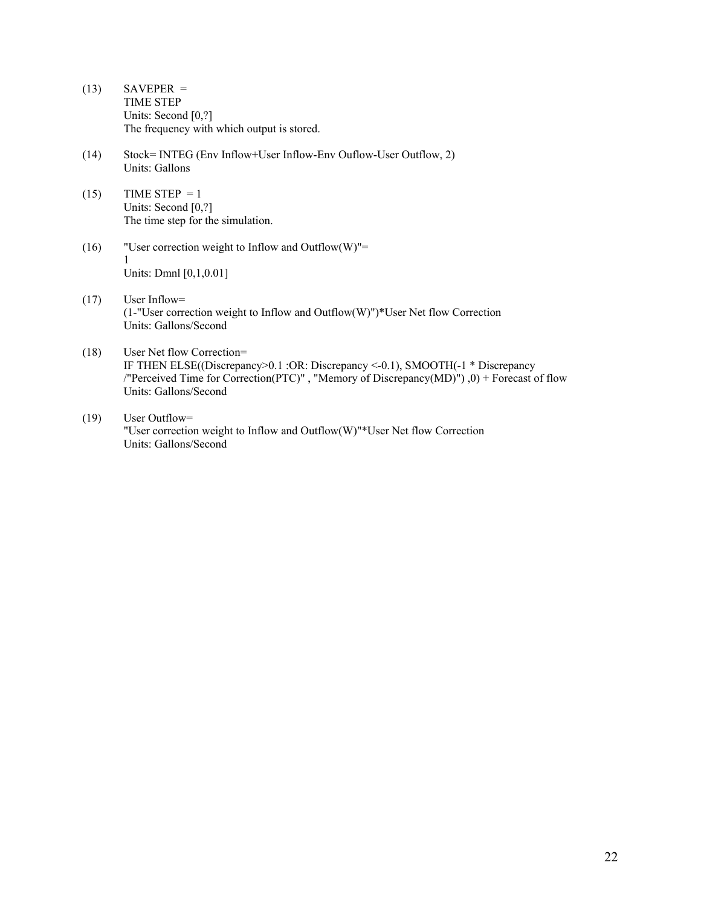(13) SAVEPER =
TIME STEP
Units: Second [0,?]
The frequency with which output is stored.

(14) Stock= INTEG (Env Inflow+User Inflow-Env Ouflow-User Outflow, 2)
Units: Gallons

(15) TIME STEP = 1
Units: Second [0,?]
The time step for the simulation.

(16) "User correction weight to Inflow and Outflow(W)"=
1
Units: Dmnl [0,1,0.01]

(17) User Inflow=
(1-"User correction weight to Inflow and Outflow(W)")*User Net flow Correction
Units: Gallons/Second

(18) User Net flow Correction=
IF THEN ELSE((Discrepancy>0.1 :OR: Discrepancy <-0.1), SMOOTH(-1 * Discrepancy /"Perceived Time for Correction(PTC)" , "Memory of Discrepancy(MD)") ,0) + Forecast of flow
Units: Gallons/Second

(19) User Outflow=
"User correction weight to Inflow and Outflow(W)"*User Net flow Correction
Units: Gallons/Second